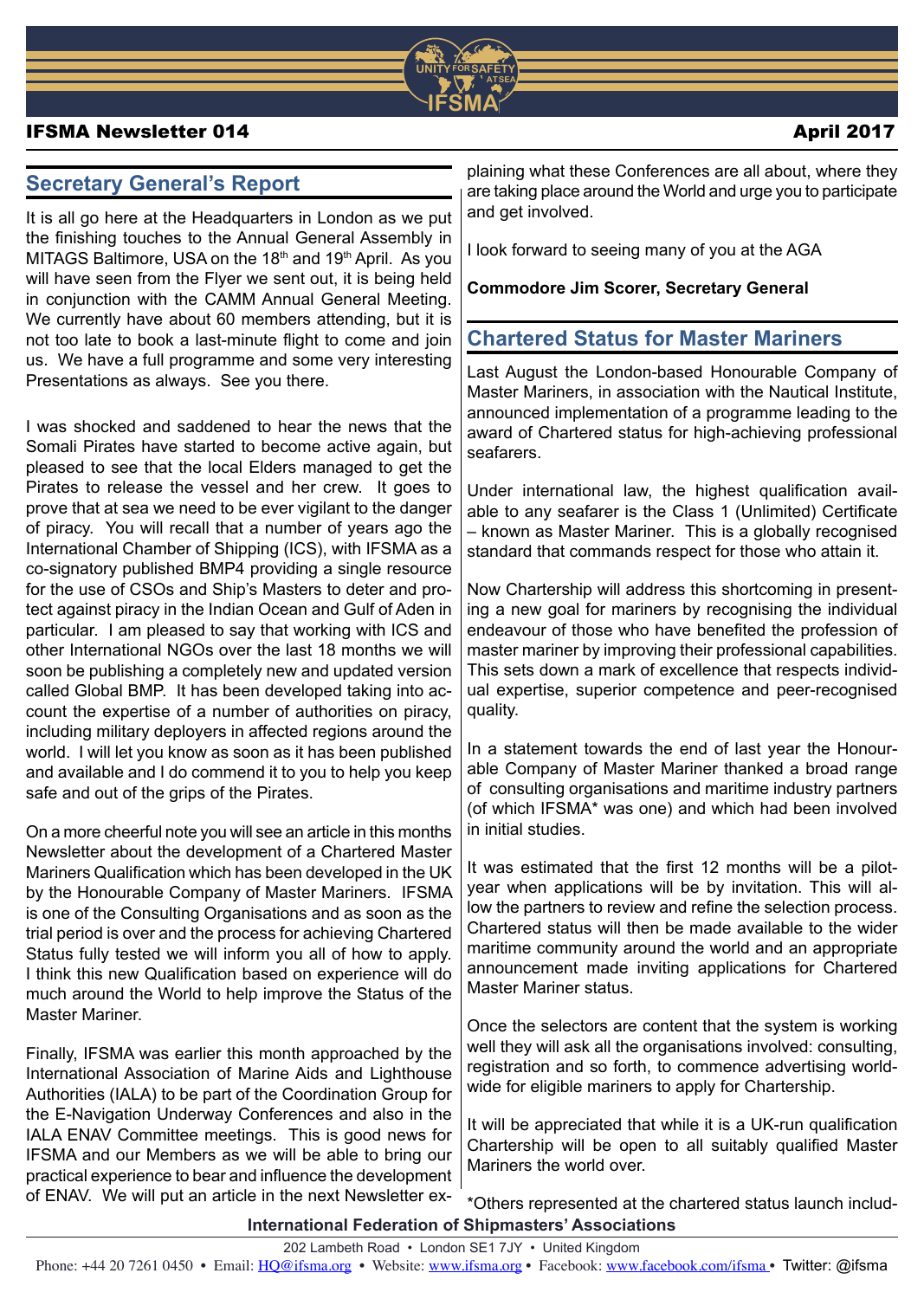# IFSMA Newsletter 014

April 2017

## Secretary General's Report

It is all go here at the Headquarters in London as we put the finishing touches to the Annual General Assembly in MITAGS Baltimore, USA on the 18th and 19th April. As you will have seen from the Flyer we sent out, it is being held in conjunction with the CAMM Annual General Meeting. We currently have about 60 members attending, but it is not too late to book a last-minute flight to come and join us. We have a full programme and some very interesting Presentations as always. See you there.

I was shocked and saddened to hear the news that the Somali Pirates have started to become active again, but pleased to see that the local Elders managed to get the Pirates to release the vessel and her crew. It goes to prove that at sea we need to be ever vigilant to the danger of piracy. You will recall that a number of years ago the International Chamber of Shipping (ICS), with IFSMA as a co-signatory published BMP4 providing a single resource for the use of CSOs and Ship's Masters to deter and protect against piracy in the Indian Ocean and Gulf of Aden in particular. I am pleased to say that working with ICS and other International NGOs over the last 18 months we will soon be publishing a completely new and updated version called Global BMP. It has been developed taking into account the expertise of a number of authorities on piracy, including military deployers in affected regions around the world. I will let you know as soon as it has been published and available and I do commend it to you to help you keep safe and out of the grips of the Pirates.

On a more cheerful note you will see an article in this months Newsletter about the development of a Chartered Master Mariners Qualification which has been developed in the UK by the Honourable Company of Master Mariners. IFSMA is one of the Consulting Organisations and as soon as the trial period is over and the process for achieving Chartered Status fully tested we will inform you all of how to apply. I think this new Qualification based on experience will do much around the World to help improve the Status of the Master Mariner.

Finally, IFSMA was earlier this month approached by the International Association of Marine Aids and Lighthouse Authorities (IALA) to be part of the Coordination Group for the E-Navigation Underway Conferences and also in the IALA ENAV Committee meetings. This is good news for IFSMA and our Members as we will be able to bring our practical experience to bear and influence the development of ENAV. We will put an article in the next Newsletter explaining what these Conferences are all about, where they are taking place around the World and urge you to participate and get involved.

I look forward to seeing many of you at the AGA

**Commodore Jim Scorer, Secretary General**

## Chartered Status for Master Mariners

Last August the London-based Honourable Company of Master Mariners, in association with the Nautical Institute, announced implementation of a programme leading to the award of Chartered status for high-achieving professional seafarers.

Under international law, the highest qualification available to any seafarer is the Class 1 (Unlimited) Certificate – known as Master Mariner. This is a globally recognised standard that commands respect for those who attain it.

Now Chartership will address this shortcoming in presenting a new goal for mariners by recognising the individual endeavour of those who have benefited the profession of master mariner by improving their professional capabilities. This sets down a mark of excellence that respects individual expertise, superior competence and peer-recognised quality.

In a statement towards the end of last year the Honourable Company of Master Mariner thanked a broad range of consulting organisations and maritime industry partners (of which IFSMA* was one) and which had been involved in initial studies.

It was estimated that the first 12 months will be a pilot-year when applications will be by invitation. This will allow the partners to review and refine the selection process. Chartered status will then be made available to the wider maritime community around the world and an appropriate announcement made inviting applications for Chartered Master Mariner status.

Once the selectors are content that the system is working well they will ask all the organisations involved: consulting, registration and so forth, to commence advertising worldwide for eligible mariners to apply for Chartership.

It will be appreciated that while it is a UK-run qualification Chartership will be open to all suitably qualified Master Mariners the world over.

*Others represented at the chartered status launch includ-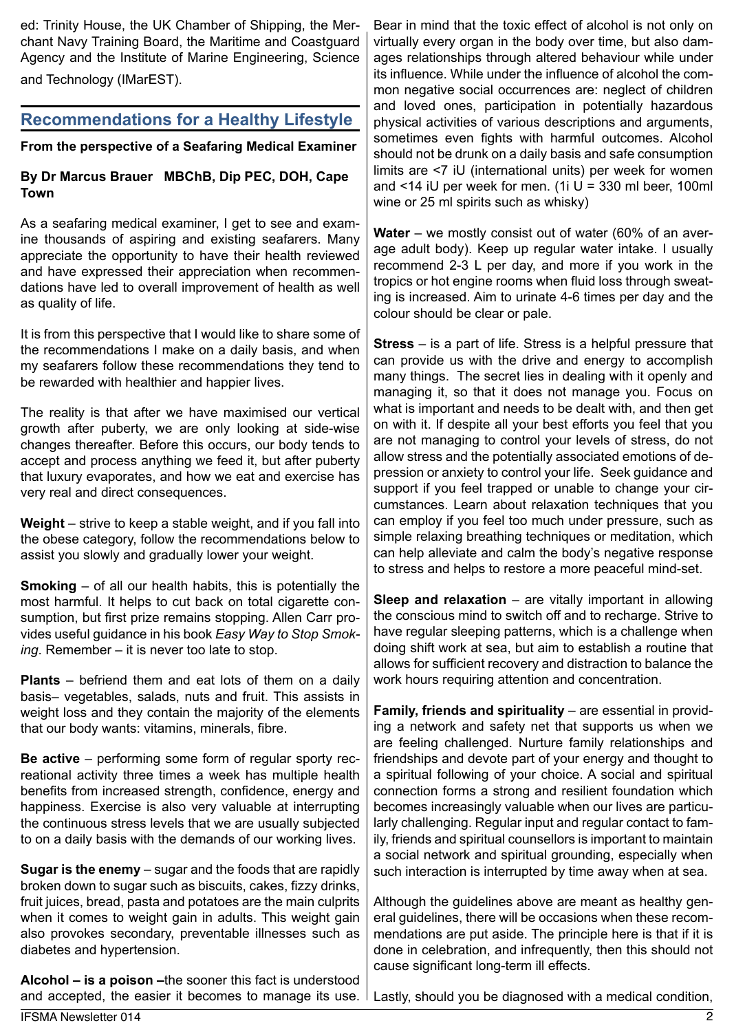ed: Trinity House, the UK Chamber of Shipping, the Merchant Navy Training Board, the Maritime and Coastguard Agency and the Institute of Marine Engineering, Science and Technology (IMarEST).

## Recommendations for a Healthy Lifestyle

**From the perspective of a Seafaring Medical Examiner**

**By Dr Marcus Brauer MBChB, Dip PEC, DOH, Cape Town**

As a seafaring medical examiner, I get to see and examine thousands of aspiring and existing seafarers. Many appreciate the opportunity to have their health reviewed and have expressed their appreciation when recommendations have led to overall improvement of health as well as quality of life.

It is from this perspective that I would like to share some of the recommendations I make on a daily basis, and when my seafarers follow these recommendations they tend to be rewarded with healthier and happier lives.

The reality is that after we have maximised our vertical growth after puberty, we are only looking at side-wise changes thereafter. Before this occurs, our body tends to accept and process anything we feed it, but after puberty that luxury evaporates, and how we eat and exercise has very real and direct consequences.

**Weight** – strive to keep a stable weight, and if you fall into the obese category, follow the recommendations below to assist you slowly and gradually lower your weight.

**Smoking** – of all our health habits, this is potentially the most harmful. It helps to cut back on total cigarette consumption, but first prize remains stopping. Allen Carr provides useful guidance in his book *Easy Way to Stop Smoking*. Remember – it is never too late to stop.

**Plants** – befriend them and eat lots of them on a daily basis– vegetables, salads, nuts and fruit. This assists in weight loss and they contain the majority of the elements that our body wants: vitamins, minerals, fibre.

**Be active** – performing some form of regular sporty recreational activity three times a week has multiple health benefits from increased strength, confidence, energy and happiness. Exercise is also very valuable at interrupting the continuous stress levels that we are usually subjected to on a daily basis with the demands of our working lives.

**Sugar is the enemy** – sugar and the foods that are rapidly broken down to sugar such as biscuits, cakes, fizzy drinks, fruit juices, bread, pasta and potatoes are the main culprits when it comes to weight gain in adults. This weight gain also provokes secondary, preventable illnesses such as diabetes and hypertension.

**Alcohol – is a poison –**the sooner this fact is understood and accepted, the easier it becomes to manage its use. Bear in mind that the toxic effect of alcohol is not only on virtually every organ in the body over time, but also damages relationships through altered behaviour while under its influence. While under the influence of alcohol the common negative social occurrences are: neglect of children and loved ones, participation in potentially hazardous physical activities of various descriptions and arguments, sometimes even fights with harmful outcomes. Alcohol should not be drunk on a daily basis and safe consumption limits are <7 iU (international units) per week for women and <14 iU per week for men. (1i U = 330 ml beer, 100ml wine or 25 ml spirits such as whisky)

**Water** – we mostly consist out of water (60% of an average adult body). Keep up regular water intake. I usually recommend 2-3 L per day, and more if you work in the tropics or hot engine rooms when fluid loss through sweating is increased. Aim to urinate 4-6 times per day and the colour should be clear or pale.

**Stress** – is a part of life. Stress is a helpful pressure that can provide us with the drive and energy to accomplish many things. The secret lies in dealing with it openly and managing it, so that it does not manage you. Focus on what is important and needs to be dealt with, and then get on with it. If despite all your best efforts you feel that you are not managing to control your levels of stress, do not allow stress and the potentially associated emotions of depression or anxiety to control your life. Seek guidance and support if you feel trapped or unable to change your circumstances. Learn about relaxation techniques that you can employ if you feel too much under pressure, such as simple relaxing breathing techniques or meditation, which can help alleviate and calm the body's negative response to stress and helps to restore a more peaceful mind-set.

**Sleep and relaxation** – are vitally important in allowing the conscious mind to switch off and to recharge. Strive to have regular sleeping patterns, which is a challenge when doing shift work at sea, but aim to establish a routine that allows for sufficient recovery and distraction to balance the work hours requiring attention and concentration.

**Family, friends and spirituality** – are essential in providing a network and safety net that supports us when we are feeling challenged. Nurture family relationships and friendships and devote part of your energy and thought to a spiritual following of your choice. A social and spiritual connection forms a strong and resilient foundation which becomes increasingly valuable when our lives are particularly challenging. Regular input and regular contact to family, friends and spiritual counsellors is important to maintain a social network and spiritual grounding, especially when such interaction is interrupted by time away when at sea.

Although the guidelines above are meant as healthy general guidelines, there will be occasions when these recommendations are put aside. The principle here is that if it is done in celebration, and infrequently, then this should not cause significant long-term ill effects.

Lastly, should you be diagnosed with a medical condition,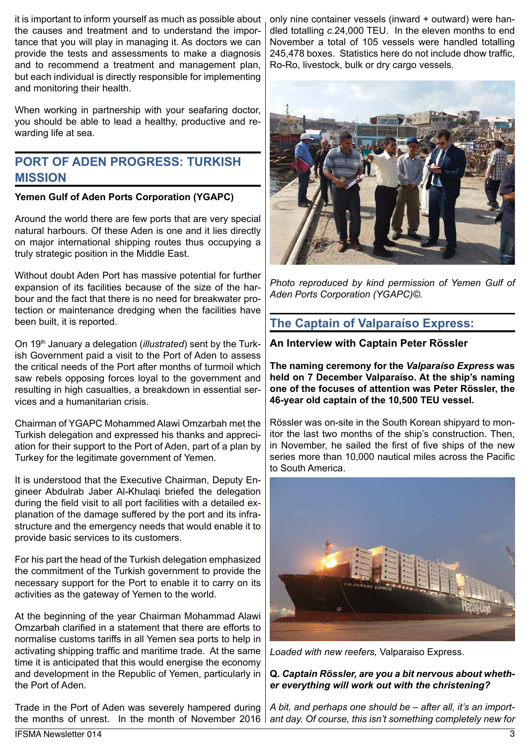it is important to inform yourself as much as possible about the causes and treatment and to understand the importance that you will play in managing it. As doctors we can provide the tests and assessments to make a diagnosis and to recommend a treatment and management plan, but each individual is directly responsible for implementing and monitoring their health.

When working in partnership with your seafaring doctor, you should be able to lead a healthy, productive and rewarding life at sea.

## PORT OF ADEN PROGRESS: TURKISH MISSION

**Yemen Gulf of Aden Ports Corporation (YGAPC)**

Around the world there are few ports that are very special natural harbours. Of these Aden is one and it lies directly on major international shipping routes thus occupying a truly strategic position in the Middle East.

Without doubt Aden Port has massive potential for further expansion of its facilities because of the size of the harbour and the fact that there is no need for breakwater protection or maintenance dredging when the facilities have been built, it is reported.

On 19th January a delegation (*illustrated*) sent by the Turkish Government paid a visit to the Port of Aden to assess the critical needs of the Port after months of turmoil which saw rebels opposing forces loyal to the government and resulting in high casualties, a breakdown in essential services and a humanitarian crisis.

Chairman of YGAPC Mohammed Alawi Omzarbah met the Turkish delegation and expressed his thanks and appreciation for their support to the Port of Aden, part of a plan by Turkey for the legitimate government of Yemen.

It is understood that the Executive Chairman, Deputy Engineer Abdulrab Jaber Al-Khulaqi briefed the delegation during the field visit to all port facilities with a detailed explanation of the damage suffered by the port and its infrastructure and the emergency needs that would enable it to provide basic services to its customers.

For his part the head of the Turkish delegation emphasized the commitment of the Turkish government to provide the necessary support for the Port to enable it to carry on its activities as the gateway of Yemen to the world.

At the beginning of the year Chairman Mohammad Alawi Omzarbah clarified in a statement that there are efforts to normalise customs tariffs in all Yemen sea ports to help in activating shipping traffic and maritime trade. At the same time it is anticipated that this would energise the economy and development in the Republic of Yemen, particularly in the Port of Aden.

Trade in the Port of Aden was severely hampered during the months of unrest. In the month of November 2016 only nine container vessels (inward + outward) were handled totalling *c.*24,000 TEU. In the eleven months to end November a total of 105 vessels were handled totalling 245,478 boxes. Statistics here do not include dhow traffic, Ro-Ro, livestock, bulk or dry cargo vessels.

*Photo reproduced by kind permission of Yemen Gulf of Aden Ports Corporation (YGAPC)©.*

## The Captain of Valparaíso Express:

**An Interview with Captain Peter Rössler**

**The naming ceremony for the *Valparaíso Express* was held on 7 December Valparaíso. At the ship's naming one of the focuses of attention was Peter Rössler, the 46-year old captain of the 10,500 TEU vessel.**

Rössler was on-site in the South Korean shipyard to monitor the last two months of the ship's construction. Then, in November, he sailed the first of five ships of the new series more than 10,000 nautical miles across the Pacific to South America.

*Loaded with new reefers,* Valparaiso Express.

**Q. *Captain Rössler, are you a bit nervous about whether everything will work out with the christening?***

*A bit, and perhaps one should be – after all, it's an important day. Of course, this isn't something completely new for*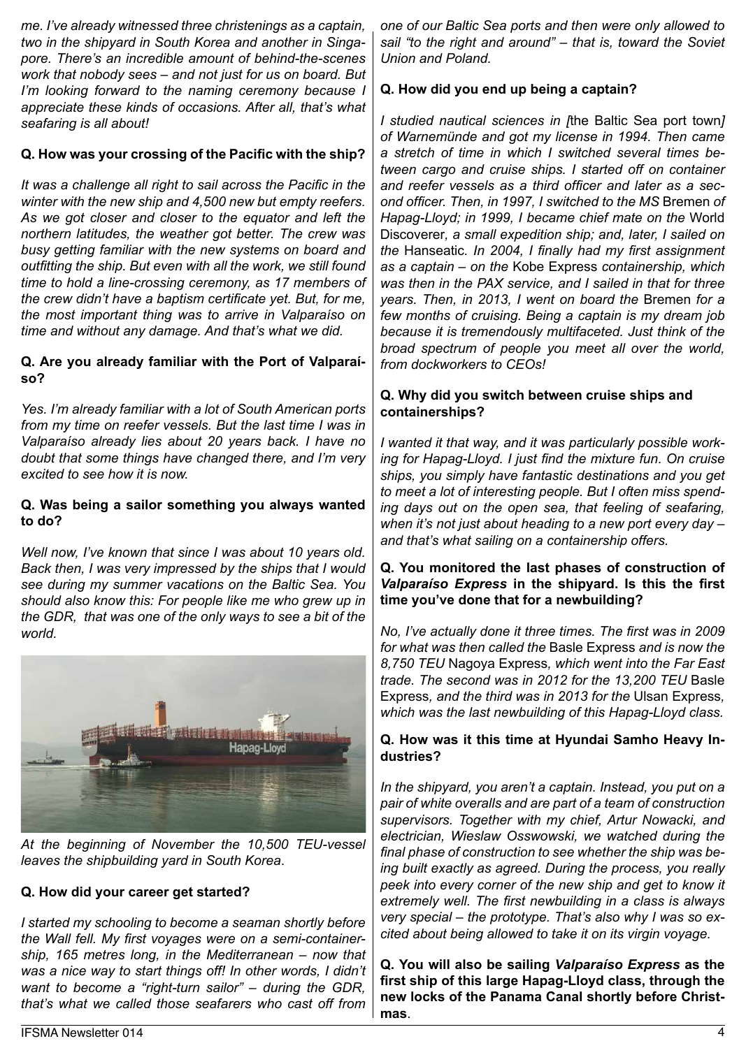*me. I've already witnessed three christenings as a captain, two in the shipyard in South Korea and another in Singapore. There's an incredible amount of behind-the-scenes work that nobody sees – and not just for us on board. But I'm looking forward to the naming ceremony because I appreciate these kinds of occasions. After all, that's what seafaring is all about!*

**Q. How was your crossing of the Pacific with the ship?**

*It was a challenge all right to sail across the Pacific in the winter with the new ship and 4,500 new but empty reefers. As we got closer and closer to the equator and left the northern latitudes, the weather got better. The crew was busy getting familiar with the new systems on board and outfitting the ship. But even with all the work, we still found time to hold a line-crossing ceremony, as 17 members of the crew didn't have a baptism certificate yet. But, for me, the most important thing was to arrive in Valparaíso on time and without any damage. And that's what we did.*

**Q. Are you already familiar with the Port of Valparaíso?**

*Yes. I'm already familiar with a lot of South American ports from my time on reefer vessels. But the last time I was in Valparaíso already lies about 20 years back. I have no doubt that some things have changed there, and I'm very excited to see how it is now.*

**Q. Was being a sailor something you always wanted to do?**

*Well now, I've known that since I was about 10 years old. Back then, I was very impressed by the ships that I would see during my summer vacations on the Baltic Sea. You should also know this: For people like me who grew up in the GDR, that was one of the only ways to see a bit of the world.*

*At the beginning of November the 10,500 TEU-vessel leaves the shipbuilding yard in South Korea.*

**Q. How did your career get started?**

*I started my schooling to become a seaman shortly before the Wall fell. My first voyages were on a semi-containership, 165 metres long, in the Mediterranean – now that was a nice way to start things off! In other words, I didn't want to become a "right-turn sailor" – during the GDR, that's what we called those seafarers who cast off from one of our Baltic Sea ports and then were only allowed to sail "to the right and around" – that is, toward the Soviet Union and Poland.*

**Q. How did you end up being a captain?**

*I studied nautical sciences in [*the Baltic Sea port town*] of Warnemünde and got my license in 1994. Then came a stretch of time in which I switched several times between cargo and cruise ships. I started off on container and reefer vessels as a third officer and later as a second officer. Then, in 1997, I switched to the MS* Bremen *of Hapag-Lloyd; in 1999, I became chief mate on the* World Discoverer*, a small expedition ship; and, later, I sailed on the* Hanseatic*. In 2004, I finally had my first assignment as a captain – on the* Kobe Express *containership, which was then in the PAX service, and I sailed in that for three years. Then, in 2013, I went on board the* Bremen *for a few months of cruising. Being a captain is my dream job because it is tremendously multifaceted. Just think of the broad spectrum of people you meet all over the world, from dockworkers to CEOs!*

**Q. Why did you switch between cruise ships and containerships?**

*I wanted it that way, and it was particularly possible working for Hapag-Lloyd. I just find the mixture fun. On cruise ships, you simply have fantastic destinations and you get to meet a lot of interesting people. But I often miss spending days out on the open sea, that feeling of seafaring, when it's not just about heading to a new port every day – and that's what sailing on a containership offers.*

**Q. You monitored the last phases of construction of *Valparaíso Express* in the shipyard. Is this the first time you've done that for a newbuilding?**

*No, I've actually done it three times. The first was in 2009 for what was then called the* Basle Express *and is now the 8,750 TEU* Nagoya Express*, which went into the Far East trade. The second was in 2012 for the 13,200 TEU* Basle Express*, and the third was in 2013 for the* Ulsan Express*, which was the last newbuilding of this Hapag-Lloyd class.*

**Q. How was it this time at Hyundai Samho Heavy Industries?**

*In the shipyard, you aren't a captain. Instead, you put on a pair of white overalls and are part of a team of construction supervisors. Together with my chief, Artur Nowacki, and electrician, Wieslaw Osswowski, we watched during the final phase of construction to see whether the ship was being built exactly as agreed. During the process, you really peek into every corner of the new ship and get to know it extremely well. The first newbuilding in a class is always very special – the prototype. That's also why I was so excited about being allowed to take it on its virgin voyage.*

**Q. You will also be sailing *Valparaíso Express* as the first ship of this large Hapag-Lloyd class, through the new locks of the Panama Canal shortly before Christmas**.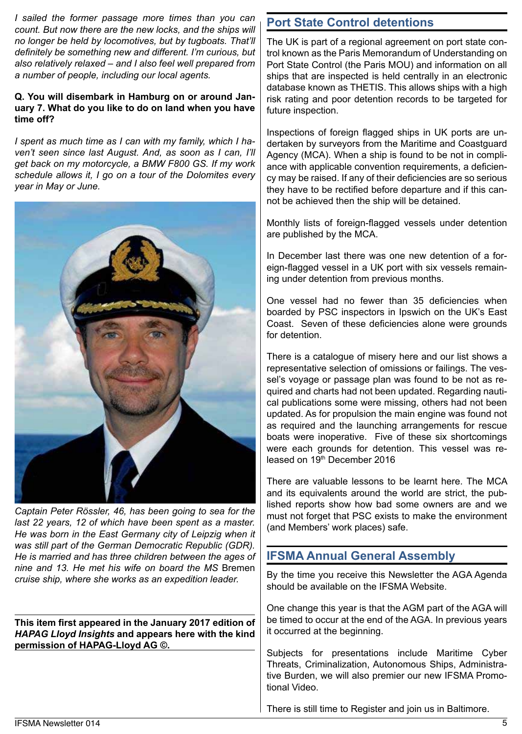*I sailed the former passage more times than you can count. But now there are the new locks, and the ships will no longer be held by locomotives, but by tugboats. That'll definitely be something new and different. I'm curious, but also relatively relaxed – and I also feel well prepared from a number of people, including our local agents.*

**Q. You will disembark in Hamburg on or around January 7. What do you like to do on land when you have time off?**

*I spent as much time as I can with my family, which I haven't seen since last August. And, as soon as I can, I'll get back on my motorcycle, a BMW F800 GS. If my work schedule allows it, I go on a tour of the Dolomites every year in May or June.*

*Captain Peter Rössler, 46, has been going to sea for the last 22 years, 12 of which have been spent as a master. He was born in the East Germany city of Leipzig when it was still part of the German Democratic Republic (GDR). He is married and has three children between the ages of nine and 13. He met his wife on board the MS* Bremen *cruise ship, where she works as an expedition leader.*

**This item first appeared in the January 2017 edition of *HAPAG Lloyd Insights* and appears here with the kind permission of HAPAG-Lloyd AG ©.**

## Port State Control detentions

The UK is part of a regional agreement on port state control known as the Paris Memorandum of Understanding on Port State Control (the Paris MOU) and information on all ships that are inspected is held centrally in an electronic database known as THETIS. This allows ships with a high risk rating and poor detention records to be targeted for future inspection.

Inspections of foreign flagged ships in UK ports are undertaken by surveyors from the Maritime and Coastguard Agency (MCA). When a ship is found to be not in compliance with applicable convention requirements, a deficiency may be raised. If any of their deficiencies are so serious they have to be rectified before departure and if this cannot be achieved then the ship will be detained.

Monthly lists of foreign-flagged vessels under detention are published by the MCA.

In December last there was one new detention of a foreign-flagged vessel in a UK port with six vessels remaining under detention from previous months.

One vessel had no fewer than 35 deficiencies when boarded by PSC inspectors in Ipswich on the UK's East Coast. Seven of these deficiencies alone were grounds for detention.

There is a catalogue of misery here and our list shows a representative selection of omissions or failings. The vessel's voyage or passage plan was found to be not as required and charts had not been updated. Regarding nautical publications some were missing, others had not been updated. As for propulsion the main engine was found not as required and the launching arrangements for rescue boats were inoperative. Five of these six shortcomings were each grounds for detention. This vessel was released on 19th December 2016

There are valuable lessons to be learnt here. The MCA and its equivalents around the world are strict, the published reports show how bad some owners are and we must not forget that PSC exists to make the environment (and Members' work places) safe.

## IFSMA Annual General Assembly

By the time you receive this Newsletter the AGA Agenda should be available on the IFSMA Website.

One change this year is that the AGM part of the AGA will be timed to occur at the end of the AGA. In previous years it occurred at the beginning.

Subjects for presentations include Maritime Cyber Threats, Criminalization, Autonomous Ships, Administrative Burden, we will also premier our new IFSMA Promotional Video.

There is still time to Register and join us in Baltimore.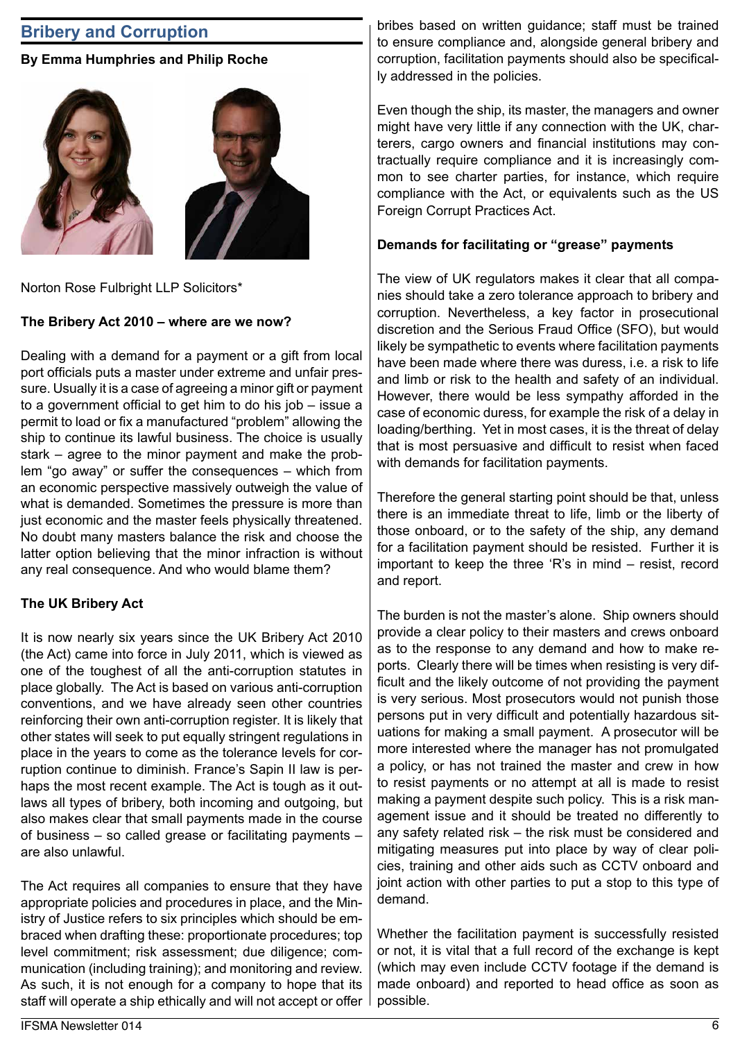## Bribery and Corruption

**By Emma Humphries and Philip Roche**

Norton Rose Fulbright LLP Solicitors*

**The Bribery Act 2010 – where are we now?**

Dealing with a demand for a payment or a gift from local port officials puts a master under extreme and unfair pressure. Usually it is a case of agreeing a minor gift or payment to a government official to get him to do his job – issue a permit to load or fix a manufactured "problem" allowing the ship to continue its lawful business. The choice is usually stark – agree to the minor payment and make the problem "go away" or suffer the consequences – which from an economic perspective massively outweigh the value of what is demanded. Sometimes the pressure is more than just economic and the master feels physically threatened. No doubt many masters balance the risk and choose the latter option believing that the minor infraction is without any real consequence. And who would blame them?

**The UK Bribery Act**

It is now nearly six years since the UK Bribery Act 2010 (the Act) came into force in July 2011, which is viewed as one of the toughest of all the anti-corruption statutes in place globally. The Act is based on various anti-corruption conventions, and we have already seen other countries reinforcing their own anti-corruption register. It is likely that other states will seek to put equally stringent regulations in place in the years to come as the tolerance levels for corruption continue to diminish. France's Sapin II law is perhaps the most recent example. The Act is tough as it outlaws all types of bribery, both incoming and outgoing, but also makes clear that small payments made in the course of business – so called grease or facilitating payments – are also unlawful.

The Act requires all companies to ensure that they have appropriate policies and procedures in place, and the Ministry of Justice refers to six principles which should be embraced when drafting these: proportionate procedures; top level commitment; risk assessment; due diligence; communication (including training); and monitoring and review. As such, it is not enough for a company to hope that its staff will operate a ship ethically and will not accept or offer bribes based on written guidance; staff must be trained to ensure compliance and, alongside general bribery and corruption, facilitation payments should also be specifically addressed in the policies.

Even though the ship, its master, the managers and owner might have very little if any connection with the UK, charterers, cargo owners and financial institutions may contractually require compliance and it is increasingly common to see charter parties, for instance, which require compliance with the Act, or equivalents such as the US Foreign Corrupt Practices Act.

**Demands for facilitating or "grease" payments**

The view of UK regulators makes it clear that all companies should take a zero tolerance approach to bribery and corruption. Nevertheless, a key factor in prosecutional discretion and the Serious Fraud Office (SFO), but would likely be sympathetic to events where facilitation payments have been made where there was duress, i.e. a risk to life and limb or risk to the health and safety of an individual. However, there would be less sympathy afforded in the case of economic duress, for example the risk of a delay in loading/berthing. Yet in most cases, it is the threat of delay that is most persuasive and difficult to resist when faced with demands for facilitation payments.

Therefore the general starting point should be that, unless there is an immediate threat to life, limb or the liberty of those onboard, or to the safety of the ship, any demand for a facilitation payment should be resisted. Further it is important to keep the three 'R's in mind – resist, record and report.

The burden is not the master's alone. Ship owners should provide a clear policy to their masters and crews onboard as to the response to any demand and how to make reports. Clearly there will be times when resisting is very difficult and the likely outcome of not providing the payment is very serious. Most prosecutors would not punish those persons put in very difficult and potentially hazardous situations for making a small payment. A prosecutor will be more interested where the manager has not promulgated a policy, or has not trained the master and crew in how to resist payments or no attempt at all is made to resist making a payment despite such policy. This is a risk management issue and it should be treated no differently to any safety related risk – the risk must be considered and mitigating measures put into place by way of clear policies, training and other aids such as CCTV onboard and joint action with other parties to put a stop to this type of demand.

Whether the facilitation payment is successfully resisted or not, it is vital that a full record of the exchange is kept (which may even include CCTV footage if the demand is made onboard) and reported to head office as soon as possible.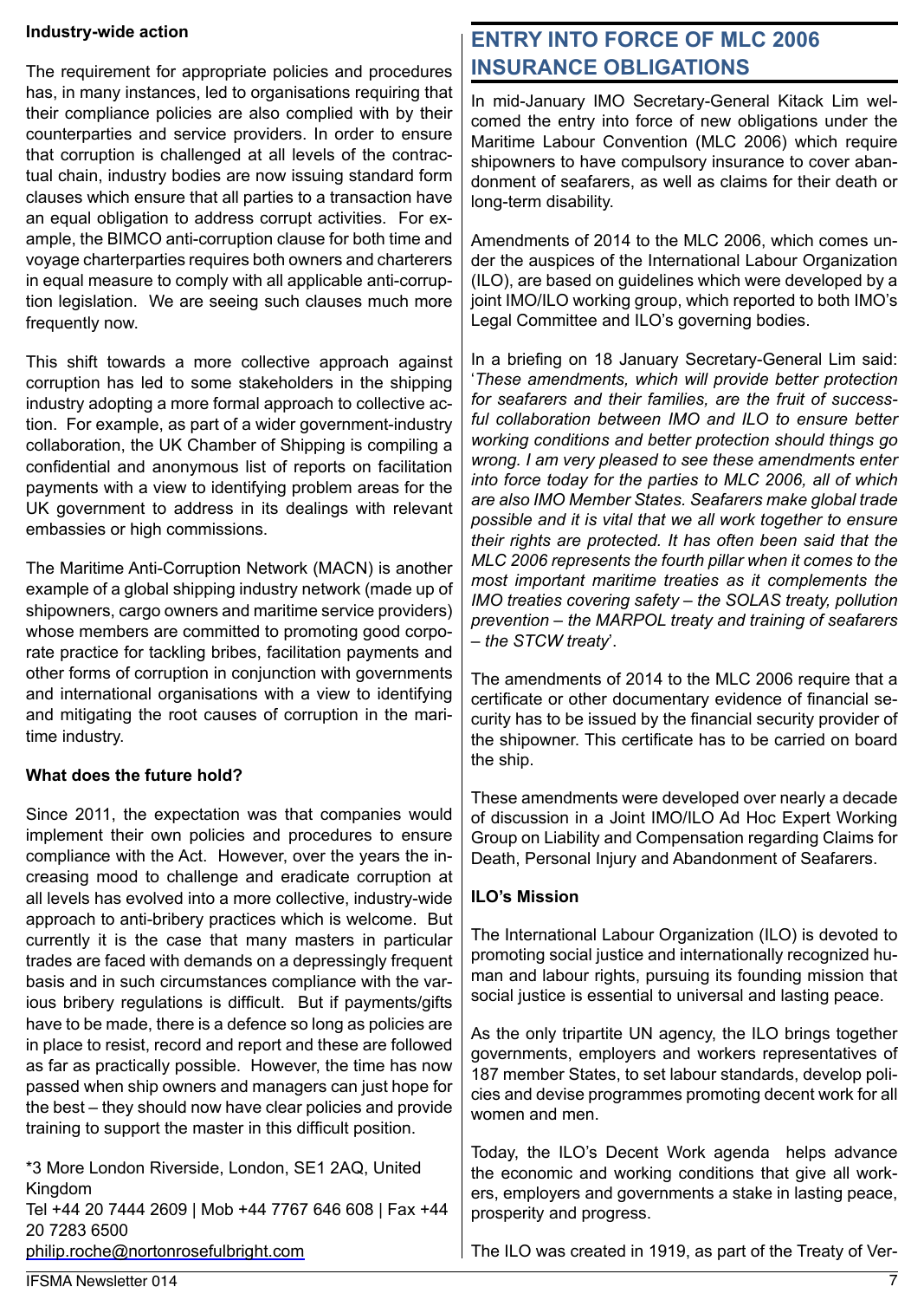**Industry-wide action**

The requirement for appropriate policies and procedures has, in many instances, led to organisations requiring that their compliance policies are also complied with by their counterparties and service providers. In order to ensure that corruption is challenged at all levels of the contractual chain, industry bodies are now issuing standard form clauses which ensure that all parties to a transaction have an equal obligation to address corrupt activities. For example, the BIMCO anti-corruption clause for both time and voyage charterparties requires both owners and charterers in equal measure to comply with all applicable anti-corruption legislation. We are seeing such clauses much more frequently now.

This shift towards a more collective approach against corruption has led to some stakeholders in the shipping industry adopting a more formal approach to collective action. For example, as part of a wider government-industry collaboration, the UK Chamber of Shipping is compiling a confidential and anonymous list of reports on facilitation payments with a view to identifying problem areas for the UK government to address in its dealings with relevant embassies or high commissions.

The Maritime Anti-Corruption Network (MACN) is another example of a global shipping industry network (made up of shipowners, cargo owners and maritime service providers) whose members are committed to promoting good corporate practice for tackling bribes, facilitation payments and other forms of corruption in conjunction with governments and international organisations with a view to identifying and mitigating the root causes of corruption in the maritime industry.

**What does the future hold?**

Since 2011, the expectation was that companies would implement their own policies and procedures to ensure compliance with the Act. However, over the years the increasing mood to challenge and eradicate corruption at all levels has evolved into a more collective, industry-wide approach to anti-bribery practices which is welcome. But currently it is the case that many masters in particular trades are faced with demands on a depressingly frequent basis and in such circumstances compliance with the various bribery regulations is difficult. But if payments/gifts have to be made, there is a defence so long as policies are in place to resist, record and report and these are followed as far as practically possible. However, the time has now passed when ship owners and managers can just hope for the best – they should now have clear policies and provide training to support the master in this difficult position.

*3 More London Riverside, London, SE1 2AQ, United Kingdom
Tel +44 20 7444 2609 | Mob +44 7767 646 608 | Fax +44 20 7283 6500
philip.roche@nortonrosefulbright.com

## ENTRY INTO FORCE OF MLC 2006 INSURANCE OBLIGATIONS

In mid-January IMO Secretary-General Kitack Lim welcomed the entry into force of new obligations under the Maritime Labour Convention (MLC 2006) which require shipowners to have compulsory insurance to cover abandonment of seafarers, as well as claims for their death or long-term disability.

Amendments of 2014 to the MLC 2006, which comes under the auspices of the International Labour Organization (ILO), are based on guidelines which were developed by a joint IMO/ILO working group, which reported to both IMO's Legal Committee and ILO's governing bodies.

In a briefing on 18 January Secretary-General Lim said: '*These amendments, which will provide better protection for seafarers and their families, are the fruit of successful collaboration between IMO and ILO to ensure better working conditions and better protection should things go wrong. I am very pleased to see these amendments enter into force today for the parties to MLC 2006, all of which are also IMO Member States. Seafarers make global trade possible and it is vital that we all work together to ensure their rights are protected. It has often been said that the MLC 2006 represents the fourth pillar when it comes to the most important maritime treaties as it complements the IMO treaties covering safety – the SOLAS treaty, pollution prevention – the MARPOL treaty and training of seafarers – the STCW treaty*'.

The amendments of 2014 to the MLC 2006 require that a certificate or other documentary evidence of financial security has to be issued by the financial security provider of the shipowner. This certificate has to be carried on board the ship.

These amendments were developed over nearly a decade of discussion in a Joint IMO/ILO Ad Hoc Expert Working Group on Liability and Compensation regarding Claims for Death, Personal Injury and Abandonment of Seafarers.

**ILO's Mission**

The International Labour Organization (ILO) is devoted to promoting social justice and internationally recognized human and labour rights, pursuing its founding mission that social justice is essential to universal and lasting peace.

As the only tripartite UN agency, the ILO brings together governments, employers and workers representatives of 187 member States, to set labour standards, develop policies and devise programmes promoting decent work for all women and men.

Today, the ILO's Decent Work agenda helps advance the economic and working conditions that give all workers, employers and governments a stake in lasting peace, prosperity and progress.

The ILO was created in 1919, as part of the Treaty of Ver-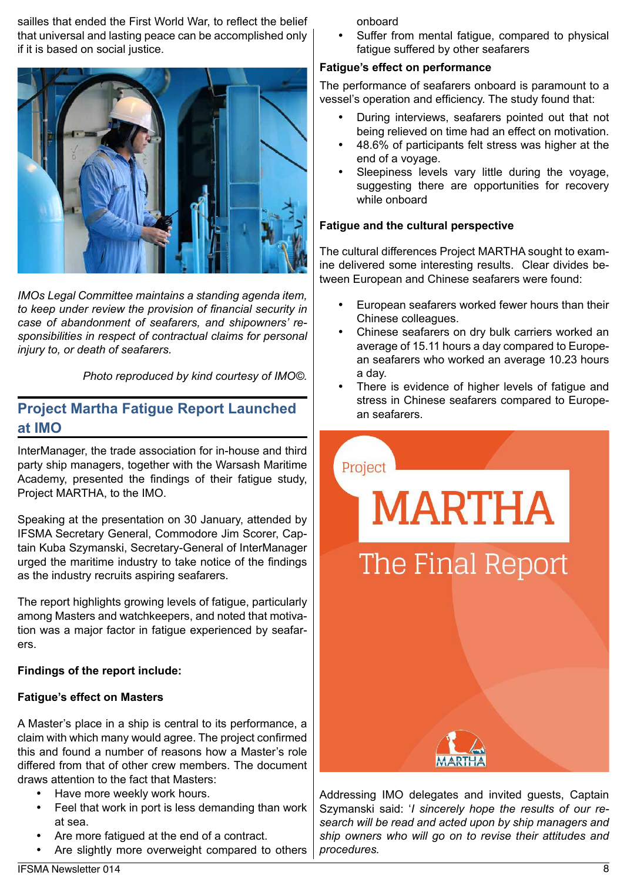sailles that ended the First World War, to reflect the belief that universal and lasting peace can be accomplished only if it is based on social justice.

*IMOs Legal Committee maintains a standing agenda item, to keep under review the provision of financial security in case of abandonment of seafarers, and shipowners' responsibilities in respect of contractual claims for personal injury to, or death of seafarers.*

*Photo reproduced by kind courtesy of IMO©.*

## Project Martha Fatigue Report Launched at IMO

InterManager, the trade association for in-house and third party ship managers, together with the Warsash Maritime Academy, presented the findings of their fatigue study, Project MARTHA, to the IMO.

Speaking at the presentation on 30 January, attended by IFSMA Secretary General, Commodore Jim Scorer, Captain Kuba Szymanski, Secretary-General of InterManager urged the maritime industry to take notice of the findings as the industry recruits aspiring seafarers.

The report highlights growing levels of fatigue, particularly among Masters and watchkeepers, and noted that motivation was a major factor in fatigue experienced by seafarers.

**Findings of the report include:**

**Fatigue's effect on Masters**

A Master's place in a ship is central to its performance, a claim with which many would agree. The project confirmed this and found a number of reasons how a Master's role differed from that of other crew members. The document draws attention to the fact that Masters:

- Have more weekly work hours.
- Feel that work in port is less demanding than work at sea.
- Are more fatigued at the end of a contract.
- Are slightly more overweight compared to others onboard
- Suffer from mental fatigue, compared to physical fatigue suffered by other seafarers

**Fatigue's effect on performance**

The performance of seafarers onboard is paramount to a vessel's operation and efficiency. The study found that:

- During interviews, seafarers pointed out that not being relieved on time had an effect on motivation.
- 48.6% of participants felt stress was higher at the end of a voyage.
- Sleepiness levels vary little during the voyage, suggesting there are opportunities for recovery while onboard

**Fatigue and the cultural perspective**

The cultural differences Project MARTHA sought to examine delivered some interesting results. Clear divides between European and Chinese seafarers were found:

- European seafarers worked fewer hours than their Chinese colleagues.
- Chinese seafarers on dry bulk carriers worked an average of 15.11 hours a day compared to European seafarers who worked an average 10.23 hours a day.
- There is evidence of higher levels of fatigue and stress in Chinese seafarers compared to European seafarers.

Project MARTHA The Final Report

Addressing IMO delegates and invited guests, Captain Szymanski said: '*I sincerely hope the results of our research will be read and acted upon by ship managers and ship owners who will go on to revise their attitudes and procedures.*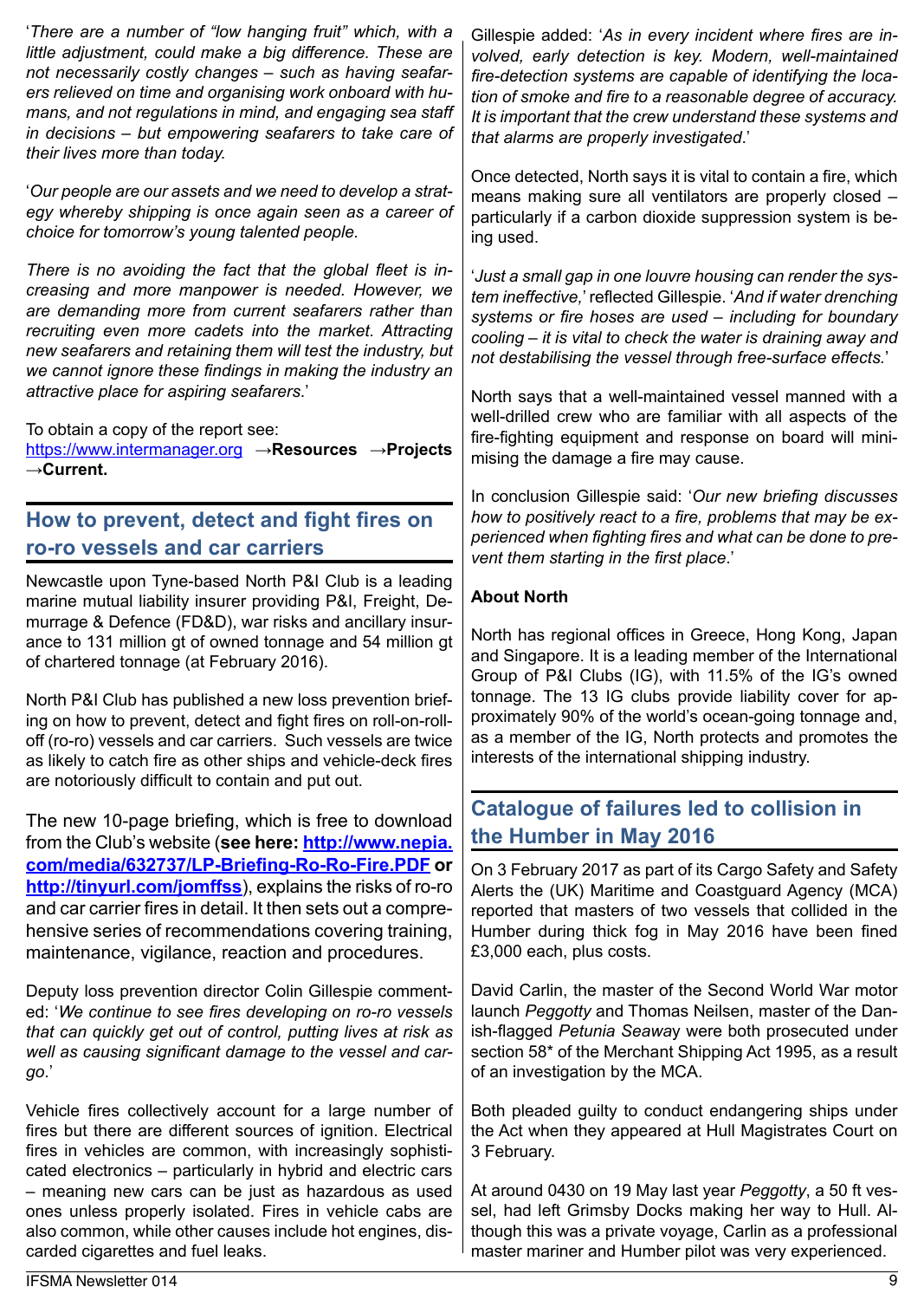'*There are a number of "low hanging fruit" which, with a little adjustment, could make a big difference. These are not necessarily costly changes – such as having seafarers relieved on time and organising work onboard with humans, and not regulations in mind, and engaging sea staff in decisions – but empowering seafarers to take care of their lives more than today.*

'*Our people are our assets and we need to develop a strategy whereby shipping is once again seen as a career of choice for tomorrow's young talented people.*

*There is no avoiding the fact that the global fleet is increasing and more manpower is needed. However, we are demanding more from current seafarers rather than recruiting even more cadets into the market. Attracting new seafarers and retaining them will test the industry, but we cannot ignore these findings in making the industry an attractive place for aspiring seafarers.*'

To obtain a copy of the report see:
https://www.intermanager.org **→Resources →Projects →Current.**

## How to prevent, detect and fight fires on ro-ro vessels and car carriers

Newcastle upon Tyne-based North P&I Club is a leading marine mutual liability insurer providing P&I, Freight, Demurrage & Defence (FD&D), war risks and ancillary insurance to 131 million gt of owned tonnage and 54 million gt of chartered tonnage (at February 2016).

North P&I Club has published a new loss prevention briefing on how to prevent, detect and fight fires on roll-on-roll-off (ro-ro) vessels and car carriers. Such vessels are twice as likely to catch fire as other ships and vehicle-deck fires are notoriously difficult to contain and put out.

The new 10-page briefing, which is free to download from the Club's website (**see here: http://www.nepia.com/media/632737/LP-Briefing-Ro-Ro-Fire.PDF or http://tinyurl.com/jomffss**), explains the risks of ro-ro and car carrier fires in detail. It then sets out a comprehensive series of recommendations covering training, maintenance, vigilance, reaction and procedures.

Deputy loss prevention director Colin Gillespie commented: '*We continue to see fires developing on ro-ro vessels that can quickly get out of control, putting lives at risk as well as causing significant damage to the vessel and cargo.*'

Vehicle fires collectively account for a large number of fires but there are different sources of ignition. Electrical fires in vehicles are common, with increasingly sophisticated electronics – particularly in hybrid and electric cars – meaning new cars can be just as hazardous as used ones unless properly isolated. Fires in vehicle cabs are also common, while other causes include hot engines, discarded cigarettes and fuel leaks.

Gillespie added: '*As in every incident where fires are involved, early detection is key. Modern, well-maintained fire-detection systems are capable of identifying the location of smoke and fire to a reasonable degree of accuracy. It is important that the crew understand these systems and that alarms are properly investigated.*'

Once detected, North says it is vital to contain a fire, which means making sure all ventilators are properly closed – particularly if a carbon dioxide suppression system is being used.

'*Just a small gap in one louvre housing can render the system ineffective,*' reflected Gillespie. '*And if water drenching systems or fire hoses are used – including for boundary cooling – it is vital to check the water is draining away and not destabilising the vessel through free-surface effects.*'

North says that a well-maintained vessel manned with a well-drilled crew who are familiar with all aspects of the fire-fighting equipment and response on board will minimising the damage a fire may cause.

In conclusion Gillespie said: '*Our new briefing discusses how to positively react to a fire, problems that may be experienced when fighting fires and what can be done to prevent them starting in the first place.*'

**About North**

North has regional offices in Greece, Hong Kong, Japan and Singapore. It is a leading member of the International Group of P&I Clubs (IG), with 11.5% of the IG's owned tonnage. The 13 IG clubs provide liability cover for approximately 90% of the world's ocean-going tonnage and, as a member of the IG, North protects and promotes the interests of the international shipping industry.

## Catalogue of failures led to collision in the Humber in May 2016

On 3 February 2017 as part of its Cargo Safety and Safety Alerts the (UK) Maritime and Coastguard Agency (MCA) reported that masters of two vessels that collided in the Humber during thick fog in May 2016 have been fined £3,000 each, plus costs.

David Carlin, the master of the Second World War motor launch *Peggotty* and Thomas Neilsen, master of the Danish-flagged *Petunia Seawa*y were both prosecuted under section 58* of the Merchant Shipping Act 1995, as a result of an investigation by the MCA.

Both pleaded guilty to conduct endangering ships under the Act when they appeared at Hull Magistrates Court on 3 February.

At around 0430 on 19 May last year *Peggotty*, a 50 ft vessel, had left Grimsby Docks making her way to Hull. Although this was a private voyage, Carlin as a professional master mariner and Humber pilot was very experienced.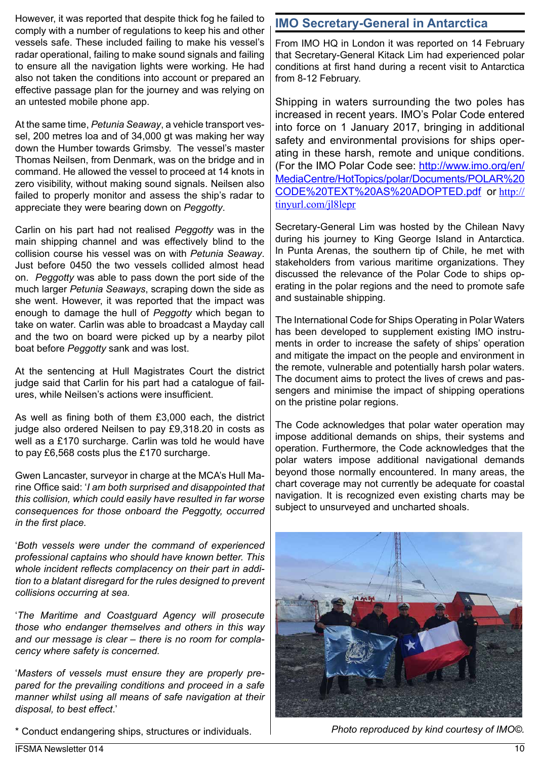However, it was reported that despite thick fog he failed to comply with a number of regulations to keep his and other vessels safe. These included failing to make his vessel's radar operational, failing to make sound signals and failing to ensure all the navigation lights were working. He had also not taken the conditions into account or prepared an effective passage plan for the journey and was relying on an untested mobile phone app.

At the same time, *Petunia Seaway*, a vehicle transport vessel, 200 metres loa and of 34,000 gt was making her way down the Humber towards Grimsby. The vessel's master Thomas Neilsen, from Denmark, was on the bridge and in command. He allowed the vessel to proceed at 14 knots in zero visibility, without making sound signals. Neilsen also failed to properly monitor and assess the ship's radar to appreciate they were bearing down on *Peggotty*.

Carlin on his part had not realised *Peggotty* was in the main shipping channel and was effectively blind to the collision course his vessel was on with *Petunia Seaway*. Just before 0450 the two vessels collided almost head on. *Peggotty* was able to pass down the port side of the much larger *Petunia Seaways*, scraping down the side as she went. However, it was reported that the impact was enough to damage the hull of *Peggotty* which began to take on water. Carlin was able to broadcast a Mayday call and the two on board were picked up by a nearby pilot boat before *Peggotty* sank and was lost.

At the sentencing at Hull Magistrates Court the district judge said that Carlin for his part had a catalogue of failures, while Neilsen's actions were insufficient.

As well as fining both of them £3,000 each, the district judge also ordered Neilsen to pay £9,318.20 in costs as well as a £170 surcharge. Carlin was told he would have to pay £6,568 costs plus the £170 surcharge.

Gwen Lancaster, surveyor in charge at the MCA's Hull Marine Office said: '*I am both surprised and disappointed that this collision, which could easily have resulted in far worse consequences for those onboard the Peggotty, occurred in the first place.*

'*Both vessels were under the command of experienced professional captains who should have known better. This whole incident reflects complacency on their part in addition to a blatant disregard for the rules designed to prevent collisions occurring at sea.*

'*The Maritime and Coastguard Agency will prosecute those who endanger themselves and others in this way and our message is clear – there is no room for complacency where safety is concerned.*

'*Masters of vessels must ensure they are properly prepared for the prevailing conditions and proceed in a safe manner whilst using all means of safe navigation at their disposal, to best effect.*'

* Conduct endangering ships, structures or individuals.

## IMO Secretary-General in Antarctica

From IMO HQ in London it was reported on 14 February that Secretary-General Kitack Lim had experienced polar conditions at first hand during a recent visit to Antarctica from 8-12 February.

Shipping in waters surrounding the two poles has increased in recent years. IMO's Polar Code entered into force on 1 January 2017, bringing in additional safety and environmental provisions for ships operating in these harsh, remote and unique conditions. (For the IMO Polar Code see: http://www.imo.org/en/MediaCentre/HotTopics/polar/Documents/POLAR%20CODE%20TEXT%20AS%20ADOPTED.pdf or http://tinyurl.com/jl8lepr

Secretary-General Lim was hosted by the Chilean Navy during his journey to King George Island in Antarctica. In Punta Arenas, the southern tip of Chile, he met with stakeholders from various maritime organizations. They discussed the relevance of the Polar Code to ships operating in the polar regions and the need to promote safe and sustainable shipping.

The International Code for Ships Operating in Polar Waters has been developed to supplement existing IMO instruments in order to increase the safety of ships' operation and mitigate the impact on the people and environment in the remote, vulnerable and potentially harsh polar waters. The document aims to protect the lives of crews and passengers and minimise the impact of shipping operations on the pristine polar regions.

The Code acknowledges that polar water operation may impose additional demands on ships, their systems and operation. Furthermore, the Code acknowledges that the polar waters impose additional navigational demands beyond those normally encountered. In many areas, the chart coverage may not currently be adequate for coastal navigation. It is recognized even existing charts may be subject to unsurveyed and uncharted shoals.

*Photo reproduced by kind courtesy of IMO©.*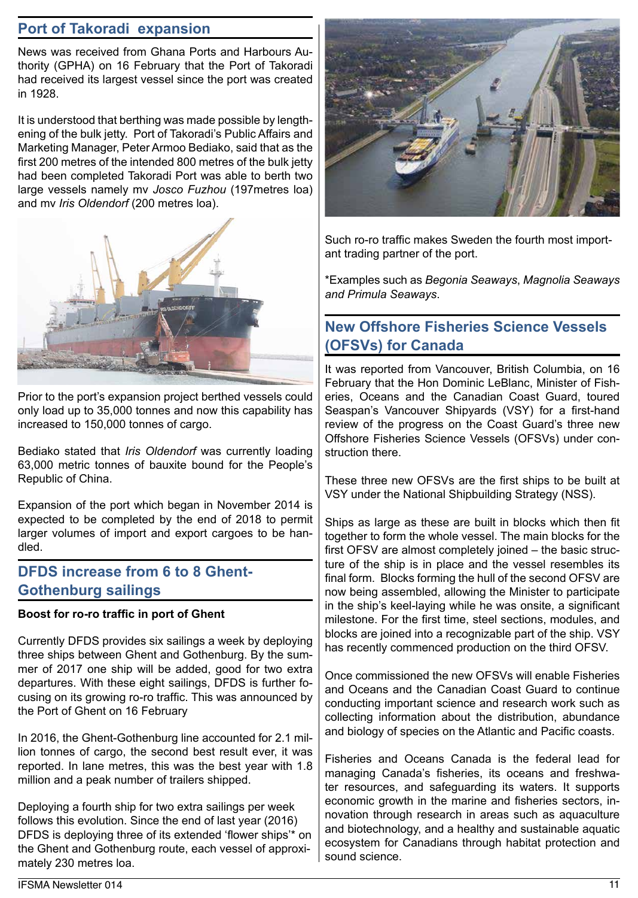## Port of Takoradi expansion

News was received from Ghana Ports and Harbours Authority (GPHA) on 16 February that the Port of Takoradi had received its largest vessel since the port was created in 1928.

It is understood that berthing was made possible by lengthening of the bulk jetty. Port of Takoradi's Public Affairs and Marketing Manager, Peter Armoo Bediako, said that as the first 200 metres of the intended 800 metres of the bulk jetty had been completed Takoradi Port was able to berth two large vessels namely mv *Josco Fuzhou* (197metres loa) and mv *Iris Oldendorf* (200 metres loa).

Prior to the port's expansion project berthed vessels could only load up to 35,000 tonnes and now this capability has increased to 150,000 tonnes of cargo.

Bediako stated that *Iris Oldendorf* was currently loading 63,000 metric tonnes of bauxite bound for the People's Republic of China.

Expansion of the port which began in November 2014 is expected to be completed by the end of 2018 to permit larger volumes of import and export cargoes to be handled.

## DFDS increase from 6 to 8 Ghent-Gothenburg sailings

**Boost for ro-ro traffic in port of Ghent**

Currently DFDS provides six sailings a week by deploying three ships between Ghent and Gothenburg. By the summer of 2017 one ship will be added, good for two extra departures. With these eight sailings, DFDS is further focusing on its growing ro-ro traffic. This was announced by the Port of Ghent on 16 February

In 2016, the Ghent-Gothenburg line accounted for 2.1 million tonnes of cargo, the second best result ever, it was reported. In lane metres, this was the best year with 1.8 million and a peak number of trailers shipped.

Deploying a fourth ship for two extra sailings per week follows this evolution. Since the end of last year (2016) DFDS is deploying three of its extended 'flower ships'* on the Ghent and Gothenburg route, each vessel of approximately 230 metres loa.

Such ro-ro traffic makes Sweden the fourth most important trading partner of the port.

*Examples such as *Begonia Seaways*, *Magnolia Seaways and Primula Seaways*.

## New Offshore Fisheries Science Vessels (OFSVs) for Canada

It was reported from Vancouver, British Columbia, on 16 February that the Hon Dominic LeBlanc, Minister of Fisheries, Oceans and the Canadian Coast Guard, toured Seaspan's Vancouver Shipyards (VSY) for a first-hand review of the progress on the Coast Guard's three new Offshore Fisheries Science Vessels (OFSVs) under construction there.

These three new OFSVs are the first ships to be built at VSY under the National Shipbuilding Strategy (NSS).

Ships as large as these are built in blocks which then fit together to form the whole vessel. The main blocks for the first OFSV are almost completely joined – the basic structure of the ship is in place and the vessel resembles its final form. Blocks forming the hull of the second OFSV are now being assembled, allowing the Minister to participate in the ship's keel-laying while he was onsite, a significant milestone. For the first time, steel sections, modules, and blocks are joined into a recognizable part of the ship. VSY has recently commenced production on the third OFSV.

Once commissioned the new OFSVs will enable Fisheries and Oceans and the Canadian Coast Guard to continue conducting important science and research work such as collecting information about the distribution, abundance and biology of species on the Atlantic and Pacific coasts.

Fisheries and Oceans Canada is the federal lead for managing Canada's fisheries, its oceans and freshwater resources, and safeguarding its waters. It supports economic growth in the marine and fisheries sectors, innovation through research in areas such as aquaculture and biotechnology, and a healthy and sustainable aquatic ecosystem for Canadians through habitat protection and sound science.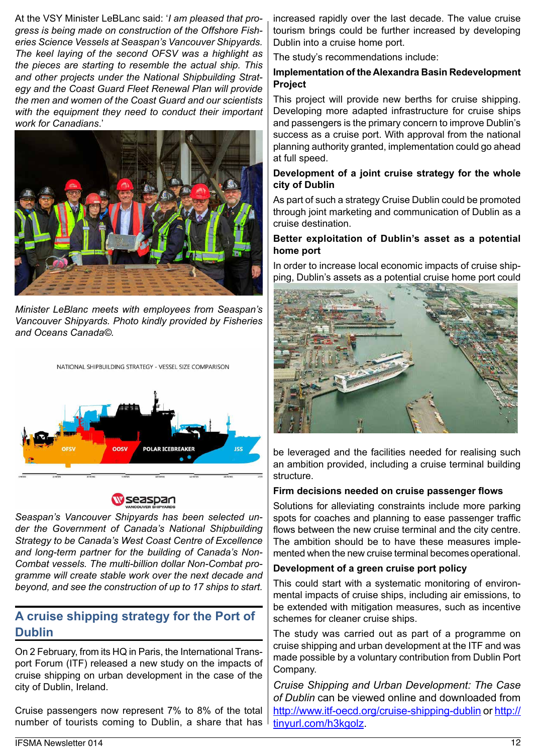At the VSY Minister LeBLanc said: '*I am pleased that progress is being made on construction of the Offshore Fisheries Science Vessels at Seaspan's Vancouver Shipyards. The keel laying of the second OFSV was a highlight as the pieces are starting to resemble the actual ship. This and other projects under the National Shipbuilding Strategy and the Coast Guard Fleet Renewal Plan will provide the men and women of the Coast Guard and our scientists with the equipment they need to conduct their important work for Canadians*.'

*Minister LeBlanc meets with employees from Seaspan's Vancouver Shipyards. Photo kindly provided by Fisheries and Oceans Canada©.*

*Seaspan's Vancouver Shipyards has been selected under the Government of Canada's National Shipbuilding Strategy to be Canada's West Coast Centre of Excellence and long-term partner for the building of Canada's Non-Combat vessels. The multi-billion dollar Non-Combat programme will create stable work over the next decade and beyond, and see the construction of up to 17 ships to start.*

## A cruise shipping strategy for the Port of Dublin

On 2 February, from its HQ in Paris, the International Transport Forum (ITF) released a new study on the impacts of cruise shipping on urban development in the case of the city of Dublin, Ireland.

Cruise passengers now represent 7% to 8% of the total number of tourists coming to Dublin, a share that has increased rapidly over the last decade. The value cruise tourism brings could be further increased by developing Dublin into a cruise home port.

The study's recommendations include:

**Implementation of the Alexandra Basin Redevelopment Project**

This project will provide new berths for cruise shipping. Developing more adapted infrastructure for cruise ships and passengers is the primary concern to improve Dublin's success as a cruise port. With approval from the national planning authority granted, implementation could go ahead at full speed.

**Development of a joint cruise strategy for the whole city of Dublin**

As part of such a strategy Cruise Dublin could be promoted through joint marketing and communication of Dublin as a cruise destination.

**Better exploitation of Dublin's asset as a potential home port**

In order to increase local economic impacts of cruise shipping, Dublin's assets as a potential cruise home port could be leveraged and the facilities needed for realising such an ambition provided, including a cruise terminal building structure.

**Firm decisions needed on cruise passenger flows**

Solutions for alleviating constraints include more parking spots for coaches and planning to ease passenger traffic flows between the new cruise terminal and the city centre. The ambition should be to have these measures implemented when the new cruise terminal becomes operational.

**Development of a green cruise port policy**

This could start with a systematic monitoring of environmental impacts of cruise ships, including air emissions, to be extended with mitigation measures, such as incentive schemes for cleaner cruise ships.

The study was carried out as part of a programme on cruise shipping and urban development at the ITF and was made possible by a voluntary contribution from Dublin Port Company.

*Cruise Shipping and Urban Development: The Case of Dublin* can be viewed online and downloaded from http://www.itf-oecd.org/cruise-shipping-dublin or http://tinyurl.com/h3kgolz.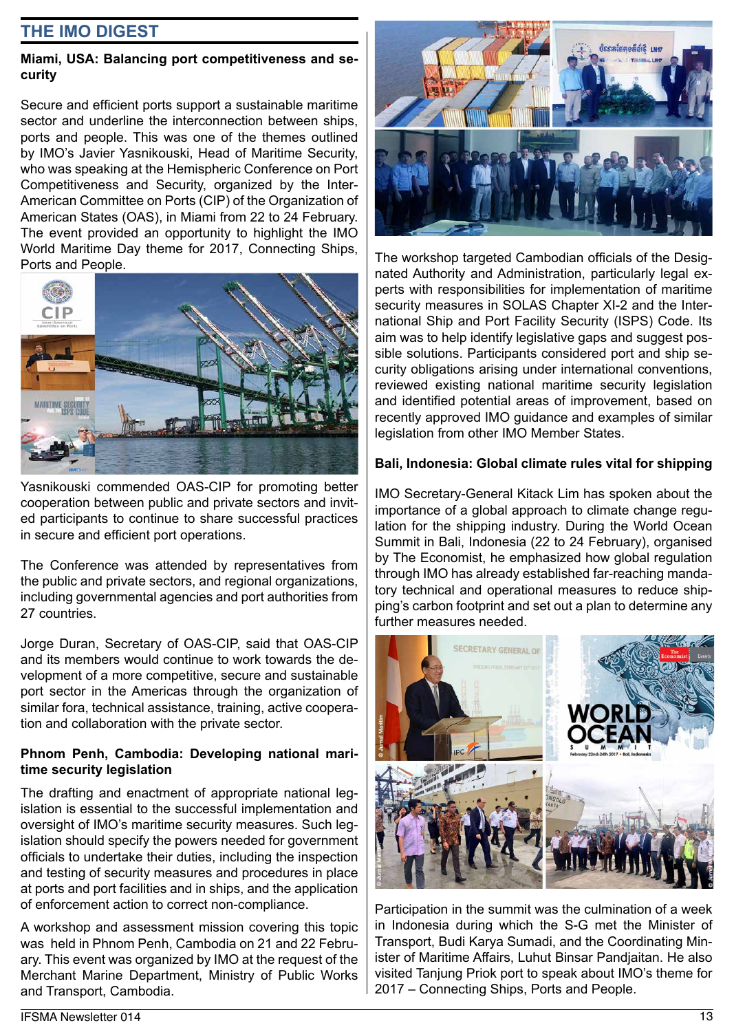## THE IMO DIGEST

### Miami, USA: Balancing port competitiveness and security

Secure and efficient ports support a sustainable maritime sector and underline the interconnection between ships, ports and people. This was one of the themes outlined by IMO's Javier Yasnikouski, Head of Maritime Security, who was speaking at the Hemispheric Conference on Port Competitiveness and Security, organized by the Inter-American Committee on Ports (CIP) of the Organization of American States (OAS), in Miami from 22 to 24 February. The event provided an opportunity to highlight the IMO World Maritime Day theme for 2017, Connecting Ships, Ports and People.

Yasnikouski commended OAS-CIP for promoting better cooperation between public and private sectors and invited participants to continue to share successful practices in secure and efficient port operations.

The Conference was attended by representatives from the public and private sectors, and regional organizations, including governmental agencies and port authorities from 27 countries.

Jorge Duran, Secretary of OAS-CIP, said that OAS-CIP and its members would continue to work towards the development of a more competitive, secure and sustainable port sector in the Americas through the organization of similar fora, technical assistance, training, active cooperation and collaboration with the private sector.

### Phnom Penh, Cambodia: Developing national maritime security legislation

The drafting and enactment of appropriate national legislation is essential to the successful implementation and oversight of IMO's maritime security measures. Such legislation should specify the powers needed for government officials to undertake their duties, including the inspection and testing of security measures and procedures in place at ports and port facilities and in ships, and the application of enforcement action to correct non-compliance.

A workshop and assessment mission covering this topic was held in Phnom Penh, Cambodia on 21 and 22 February. This event was organized by IMO at the request of the Merchant Marine Department, Ministry of Public Works and Transport, Cambodia.

The workshop targeted Cambodian officials of the Designated Authority and Administration, particularly legal experts with responsibilities for implementation of maritime security measures in SOLAS Chapter XI-2 and the International Ship and Port Facility Security (ISPS) Code. Its aim was to help identify legislative gaps and suggest possible solutions. Participants considered port and ship security obligations arising under international conventions, reviewed existing national maritime security legislation and identified potential areas of improvement, based on recently approved IMO guidance and examples of similar legislation from other IMO Member States.

### Bali, Indonesia: Global climate rules vital for shipping

IMO Secretary-General Kitack Lim has spoken about the importance of a global approach to climate change regulation for the shipping industry. During the World Ocean Summit in Bali, Indonesia (22 to 24 February), organised by The Economist, he emphasized how global regulation through IMO has already established far-reaching mandatory technical and operational measures to reduce shipping's carbon footprint and set out a plan to determine any further measures needed.

Participation in the summit was the culmination of a week in Indonesia during which the S-G met the Minister of Transport, Budi Karya Sumadi, and the Coordinating Minister of Maritime Affairs, Luhut Binsar Pandjaitan. He also visited Tanjung Priok port to speak about IMO's theme for 2017 – Connecting Ships, Ports and People.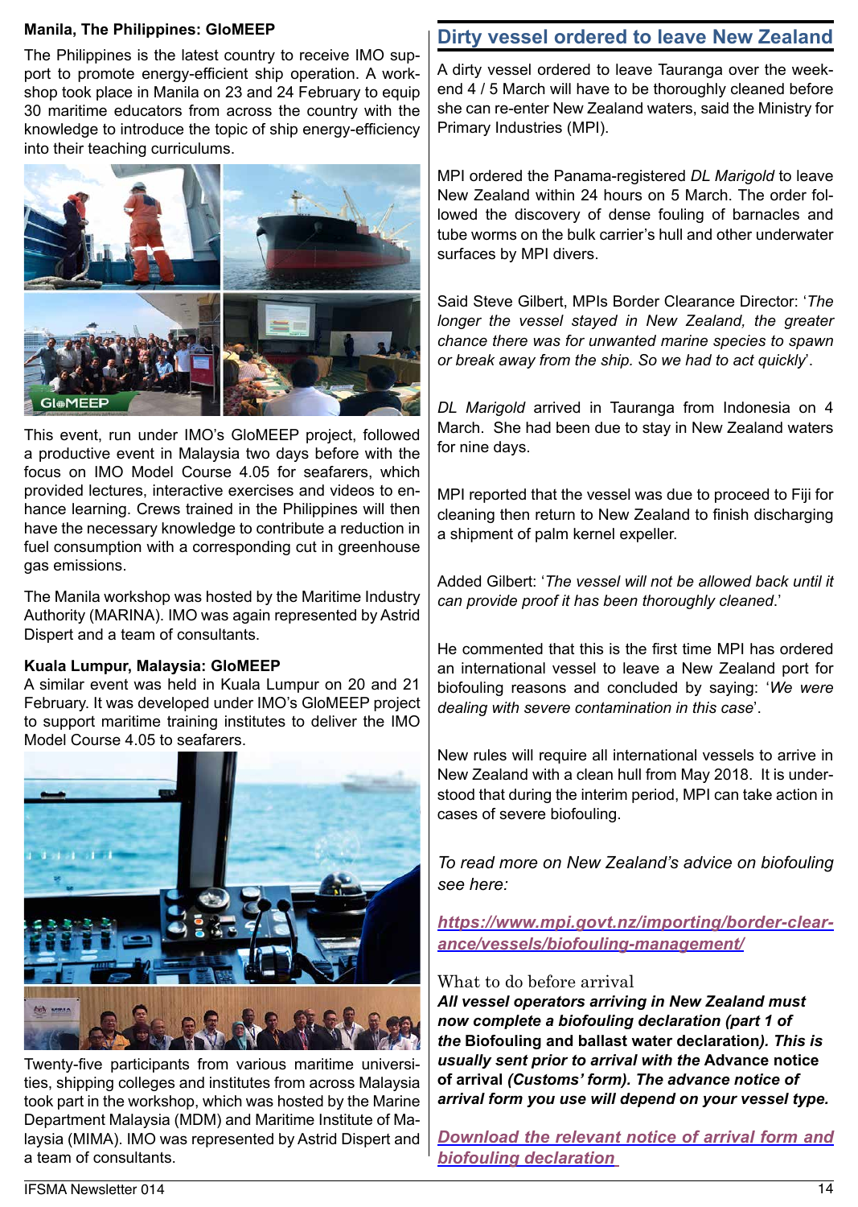**Manila, The Philippines: GloMEEP**

The Philippines is the latest country to receive IMO support to promote energy-efficient ship operation. A workshop took place in Manila on 23 and 24 February to equip 30 maritime educators from across the country with the knowledge to introduce the topic of ship energy-efficiency into their teaching curriculums.

This event, run under IMO's GloMEEP project, followed a productive event in Malaysia two days before with the focus on IMO Model Course 4.05 for seafarers, which provided lectures, interactive exercises and videos to enhance learning. Crews trained in the Philippines will then have the necessary knowledge to contribute a reduction in fuel consumption with a corresponding cut in greenhouse gas emissions.

The Manila workshop was hosted by the Maritime Industry Authority (MARINA). IMO was again represented by Astrid Dispert and a team of consultants.

**Kuala Lumpur, Malaysia: GloMEEP**

A similar event was held in Kuala Lumpur on 20 and 21 February. It was developed under IMO's GloMEEP project to support maritime training institutes to deliver the IMO Model Course 4.05 to seafarers.

Twenty-five participants from various maritime universities, shipping colleges and institutes from across Malaysia took part in the workshop, which was hosted by the Marine Department Malaysia (MDM) and Maritime Institute of Malaysia (MIMA). IMO was represented by Astrid Dispert and a team of consultants.

## Dirty vessel ordered to leave New Zealand

A dirty vessel ordered to leave Tauranga over the weekend 4 / 5 March will have to be thoroughly cleaned before she can re-enter New Zealand waters, said the Ministry for Primary Industries (MPI).

MPI ordered the Panama-registered *DL Marigold* to leave New Zealand within 24 hours on 5 March. The order followed the discovery of dense fouling of barnacles and tube worms on the bulk carrier's hull and other underwater surfaces by MPI divers.

Said Steve Gilbert, MPIs Border Clearance Director: '*The longer the vessel stayed in New Zealand, the greater chance there was for unwanted marine species to spawn or break away from the ship. So we had to act quickly*'.

*DL Marigold* arrived in Tauranga from Indonesia on 4 March. She had been due to stay in New Zealand waters for nine days.

MPI reported that the vessel was due to proceed to Fiji for cleaning then return to New Zealand to finish discharging a shipment of palm kernel expeller.

Added Gilbert: '*The vessel will not be allowed back until it can provide proof it has been thoroughly cleaned*.'

He commented that this is the first time MPI has ordered an international vessel to leave a New Zealand port for biofouling reasons and concluded by saying: '*We were dealing with severe contamination in this case*'.

New rules will require all international vessels to arrive in New Zealand with a clean hull from May 2018. It is understood that during the interim period, MPI can take action in cases of severe biofouling.

*To read more on New Zealand's advice on biofouling see here:*

[https://www.mpi.govt.nz/importing/border-clearance/vessels/biofouling-management/](https://www.mpi.govt.nz/importing/border-clearance/vessels/biofouling-management/)

What to do before arrival

***All vessel operators arriving in New Zealand must now complete a biofouling declaration (part 1 of the* Biofouling and ballast water declaration*). This is usually sent prior to arrival with the* Advance notice of arrival *(Customs' form). The advance notice of arrival form you use will depend on your vessel type.***

***Download the relevant notice of arrival form and biofouling declaration***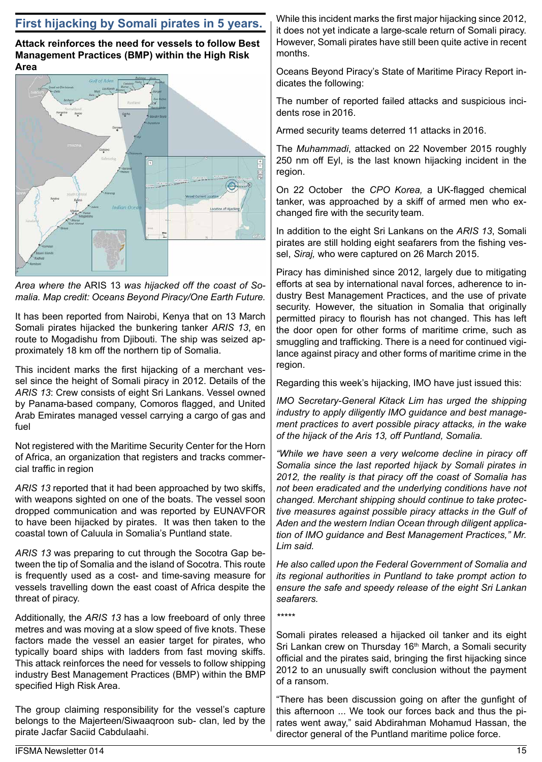## First hijacking by Somali pirates in 5 years.

**Attack reinforces the need for vessels to follow Best Management Practices (BMP) within the High Risk Area**

*Area where the* ARIS 13 *was hijacked off the coast of Somalia. Map credit: Oceans Beyond Piracy/One Earth Future.*

It has been reported from Nairobi, Kenya that on 13 March Somali pirates hijacked the bunkering tanker *ARIS 13*, en route to Mogadishu from Djibouti. The ship was seized approximately 18 km off the northern tip of Somalia.

This incident marks the first hijacking of a merchant vessel since the height of Somali piracy in 2012. Details of the *ARIS 13*: Crew consists of eight Sri Lankans. Vessel owned by Panama-based company, Comoros flagged, and United Arab Emirates managed vessel carrying a cargo of gas and fuel

Not registered with the Maritime Security Center for the Horn of Africa, an organization that registers and tracks commercial traffic in region

*ARIS 13* reported that it had been approached by two skiffs, with weapons sighted on one of the boats. The vessel soon dropped communication and was reported by EUNAVFOR to have been hijacked by pirates. It was then taken to the coastal town of Caluula in Somalia's Puntland state.

*ARIS 13* was preparing to cut through the Socotra Gap between the tip of Somalia and the island of Socotra. This route is frequently used as a cost- and time-saving measure for vessels travelling down the east coast of Africa despite the threat of piracy.

Additionally, the *ARIS 13* has a low freeboard of only three metres and was moving at a slow speed of five knots. These factors made the vessel an easier target for pirates, who typically board ships with ladders from fast moving skiffs. This attack reinforces the need for vessels to follow shipping industry Best Management Practices (BMP) within the BMP specified High Risk Area.

The group claiming responsibility for the vessel's capture belongs to the Majerteen/Siwaaqroon sub- clan, led by the pirate Jacfar Saciid Cabdulaahi.

While this incident marks the first major hijacking since 2012, it does not yet indicate a large-scale return of Somali piracy. However, Somali pirates have still been quite active in recent months.

Oceans Beyond Piracy's State of Maritime Piracy Report indicates the following:

The number of reported failed attacks and suspicious incidents rose in 2016.

Armed security teams deterred 11 attacks in 2016.

The *Muhammadi*, attacked on 22 November 2015 roughly 250 nm off Eyl, is the last known hijacking incident in the region.

On 22 October the *CPO Korea,* a UK-flagged chemical tanker, was approached by a skiff of armed men who exchanged fire with the security team.

In addition to the eight Sri Lankans on the *ARIS 13*, Somali pirates are still holding eight seafarers from the fishing vessel, *Siraj,* who were captured on 26 March 2015.

Piracy has diminished since 2012, largely due to mitigating efforts at sea by international naval forces, adherence to industry Best Management Practices, and the use of private security. However, the situation in Somalia that originally permitted piracy to flourish has not changed. This has left the door open for other forms of maritime crime, such as smuggling and trafficking. There is a need for continued vigilance against piracy and other forms of maritime crime in the region.

Regarding this week's hijacking, IMO have just issued this:

*IMO Secretary-General Kitack Lim has urged the shipping industry to apply diligently IMO guidance and best management practices to avert possible piracy attacks, in the wake of the hijack of the Aris 13, off Puntland, Somalia.*

*"While we have seen a very welcome decline in piracy off Somalia since the last reported hijack by Somali pirates in 2012, the reality is that piracy off the coast of Somalia has not been eradicated and the underlying conditions have not changed. Merchant shipping should continue to take protective measures against possible piracy attacks in the Gulf of Aden and the western Indian Ocean through diligent application of IMO guidance and Best Management Practices," Mr. Lim said.*

*He also called upon the Federal Government of Somalia and its regional authorities in Puntland to take prompt action to ensure the safe and speedy release of the eight Sri Lankan seafarers.*

*****

Somali pirates released a hijacked oil tanker and its eight Sri Lankan crew on Thursday 16th March, a Somali security official and the pirates said, bringing the first hijacking since 2012 to an unusually swift conclusion without the payment of a ransom.

"There has been discussion going on after the gunfight of this afternoon ... We took our forces back and thus the pirates went away," said Abdirahman Mohamud Hassan, the director general of the Puntland maritime police force.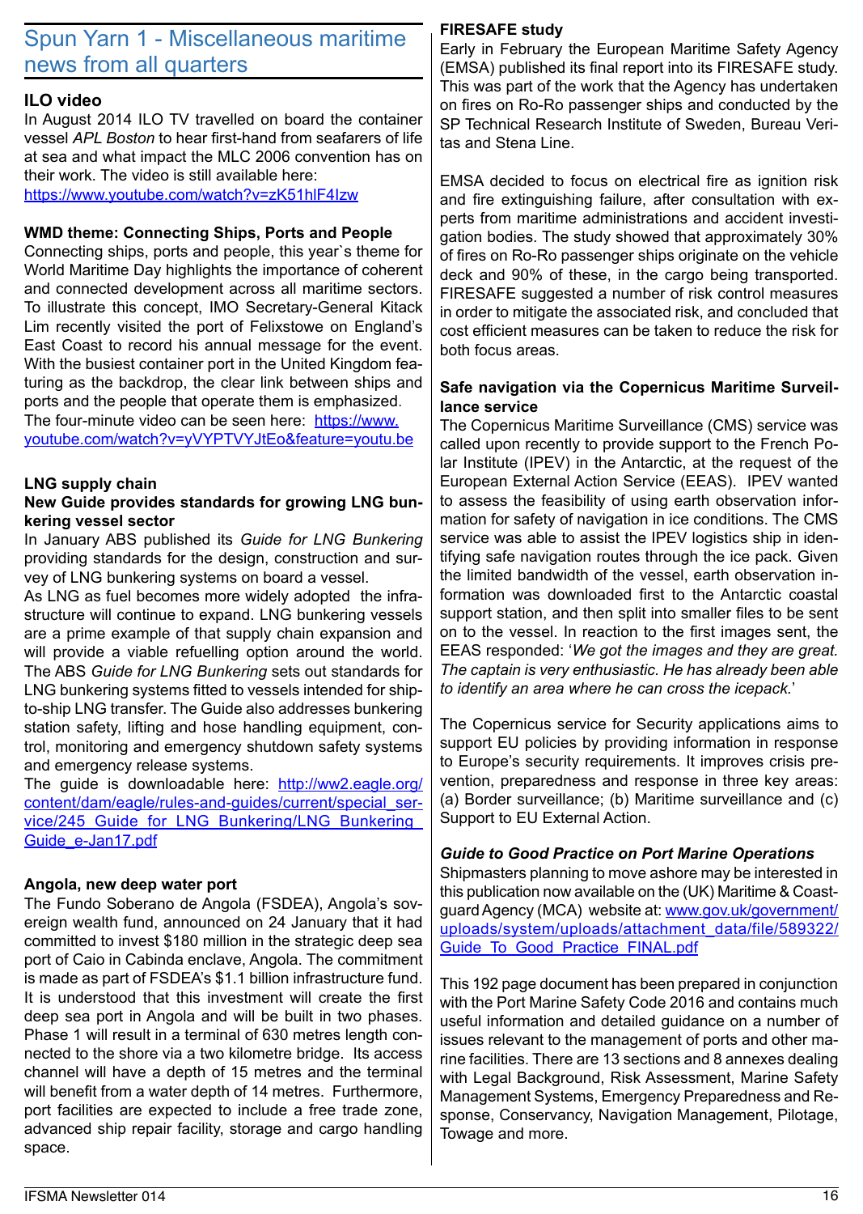# Spun Yarn 1 - Miscellaneous maritime news from all quarters

### ILO video

In August 2014 ILO TV travelled on board the container vessel *APL Boston* to hear first-hand from seafarers of life at sea and what impact the MLC 2006 convention has on their work. The video is still available here:
https://www.youtube.com/watch?v=zK51hlF4lzw

### WMD theme: Connecting Ships, Ports and People

Connecting ships, ports and people, this year`s theme for World Maritime Day highlights the importance of coherent and connected development across all maritime sectors. To illustrate this concept, IMO Secretary-General Kitack Lim recently visited the port of Felixstowe on England's East Coast to record his annual message for the event. With the busiest container port in the United Kingdom featuring as the backdrop, the clear link between ships and ports and the people that operate them is emphasized. The four-minute video can be seen here: https://www.youtube.com/watch?v=yVYPTVYJtEo&feature=youtu.be

### LNG supply chain

**New Guide provides standards for growing LNG bunkering vessel sector**

In January ABS published its *Guide for LNG Bunkering* providing standards for the design, construction and survey of LNG bunkering systems on board a vessel.

As LNG as fuel becomes more widely adopted the infrastructure will continue to expand. LNG bunkering vessels are a prime example of that supply chain expansion and will provide a viable refuelling option around the world. The ABS *Guide for LNG Bunkering* sets out standards for LNG bunkering systems fitted to vessels intended for ship-to-ship LNG transfer. The Guide also addresses bunkering station safety, lifting and hose handling equipment, control, monitoring and emergency shutdown safety systems and emergency release systems.

The guide is downloadable here: http://ww2.eagle.org/content/dam/eagle/rules-and-guides/current/special_service/245_Guide_for_LNG_Bunkering/LNG_Bunkering_Guide_e-Jan17.pdf

### Angola, new deep water port

The Fundo Soberano de Angola (FSDEA), Angola's sovereign wealth fund, announced on 24 January that it had committed to invest $180 million in the strategic deep sea port of Caio in Cabinda enclave, Angola. The commitment is made as part of FSDEA's $1.1 billion infrastructure fund. It is understood that this investment will create the first deep sea port in Angola and will be built in two phases. Phase 1 will result in a terminal of 630 metres length connected to the shore via a two kilometre bridge. Its access channel will have a depth of 15 metres and the terminal will benefit from a water depth of 14 metres. Furthermore, port facilities are expected to include a free trade zone, advanced ship repair facility, storage and cargo handling space.

### FIRESAFE study

Early in February the European Maritime Safety Agency (EMSA) published its final report into its FIRESAFE study. This was part of the work that the Agency has undertaken on fires on Ro-Ro passenger ships and conducted by the SP Technical Research Institute of Sweden, Bureau Veritas and Stena Line.

EMSA decided to focus on electrical fire as ignition risk and fire extinguishing failure, after consultation with experts from maritime administrations and accident investigation bodies. The study showed that approximately 30% of fires on Ro-Ro passenger ships originate on the vehicle deck and 90% of these, in the cargo being transported. FIRESAFE suggested a number of risk control measures in order to mitigate the associated risk, and concluded that cost efficient measures can be taken to reduce the risk for both focus areas.

### Safe navigation via the Copernicus Maritime Surveillance service

The Copernicus Maritime Surveillance (CMS) service was called upon recently to provide support to the French Polar Institute (IPEV) in the Antarctic, at the request of the European External Action Service (EEAS). IPEV wanted to assess the feasibility of using earth observation information for safety of navigation in ice conditions. The CMS service was able to assist the IPEV logistics ship in identifying safe navigation routes through the ice pack. Given the limited bandwidth of the vessel, earth observation information was downloaded first to the Antarctic coastal support station, and then split into smaller files to be sent on to the vessel. In reaction to the first images sent, the EEAS responded: '*We got the images and they are great. The captain is very enthusiastic. He has already been able to identify an area where he can cross the icepack.*'

The Copernicus service for Security applications aims to support EU policies by providing information in response to Europe's security requirements. It improves crisis prevention, preparedness and response in three key areas: (a) Border surveillance; (b) Maritime surveillance and (c) Support to EU External Action.

### *Guide to Good Practice on Port Marine Operations*

Shipmasters planning to move ashore may be interested in this publication now available on the (UK) Maritime & Coastguard Agency (MCA) website at: www.gov.uk/government/uploads/system/uploads/attachment_data/file/589322/Guide_To_Good_Practice_FINAL.pdf

This 192 page document has been prepared in conjunction with the Port Marine Safety Code 2016 and contains much useful information and detailed guidance on a number of issues relevant to the management of ports and other marine facilities. There are 13 sections and 8 annexes dealing with Legal Background, Risk Assessment, Marine Safety Management Systems, Emergency Preparedness and Response, Conservancy, Navigation Management, Pilotage, Towage and more.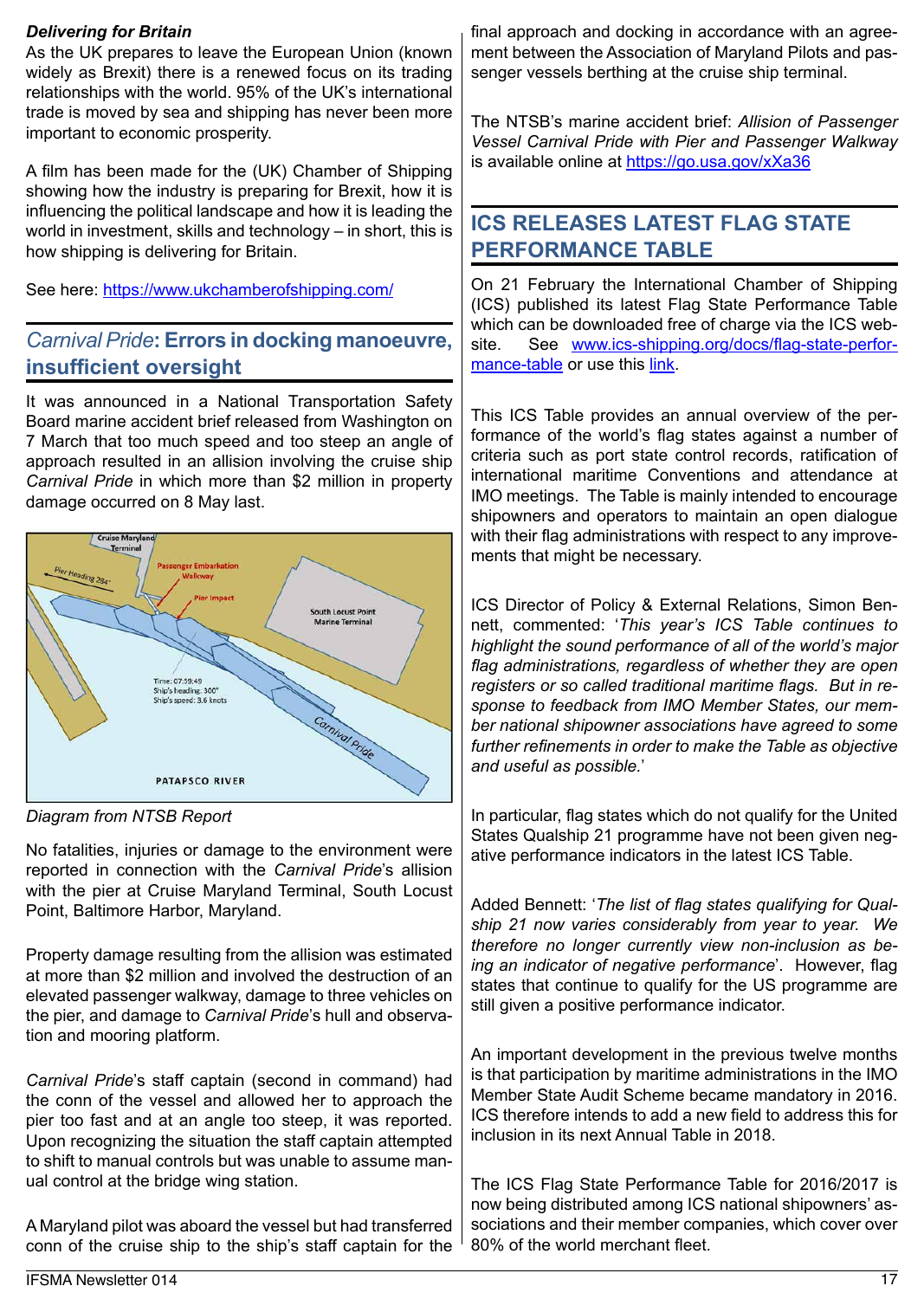***Delivering for Britain***

As the UK prepares to leave the European Union (known widely as Brexit) there is a renewed focus on its trading relationships with the world. 95% of the UK's international trade is moved by sea and shipping has never been more important to economic prosperity.

A film has been made for the (UK) Chamber of Shipping showing how the industry is preparing for Brexit, how it is influencing the political landscape and how it is leading the world in investment, skills and technology – in short, this is how shipping is delivering for Britain.

See here: https://www.ukchamberofshipping.com/

## *Carnival Pride*: Errors in docking manoeuvre, insufficient oversight

It was announced in a National Transportation Safety Board marine accident brief released from Washington on 7 March that too much speed and too steep an angle of approach resulted in an allision involving the cruise ship *Carnival Pride* in which more than $2 million in property damage occurred on 8 May last.

Cruise Maryland Terminal
Pier Heading 284°
Passenger Embarkation Walkway
Pier Impact
South Locust Point Marine Terminal
Time: 07:59:49
Ship's heading: 300°
Ship's speed: 3.6 knots
Carnival Pride
PATAPSCO RIVER

*Diagram from NTSB Report*

No fatalities, injuries or damage to the environment were reported in connection with the *Carnival Pride*'s allision with the pier at Cruise Maryland Terminal, South Locust Point, Baltimore Harbor, Maryland.

Property damage resulting from the allision was estimated at more than $2 million and involved the destruction of an elevated passenger walkway, damage to three vehicles on the pier, and damage to *Carnival Pride*'s hull and observation and mooring platform.

*Carnival Pride*'s staff captain (second in command) had the conn of the vessel and allowed her to approach the pier too fast and at an angle too steep, it was reported. Upon recognizing the situation the staff captain attempted to shift to manual controls but was unable to assume manual control at the bridge wing station.

A Maryland pilot was aboard the vessel but had transferred conn of the cruise ship to the ship's staff captain for the final approach and docking in accordance with an agreement between the Association of Maryland Pilots and passenger vessels berthing at the cruise ship terminal.

The NTSB's marine accident brief: *Allision of Passenger Vessel Carnival Pride with Pier and Passenger Walkway* is available online at https://go.usa.gov/xXa36

## ICS RELEASES LATEST FLAG STATE PERFORMANCE TABLE

On 21 February the International Chamber of Shipping (ICS) published its latest Flag State Performance Table which can be downloaded free of charge via the ICS website. See www.ics-shipping.org/docs/flag-state-performance-table or use this link.

This ICS Table provides an annual overview of the performance of the world's flag states against a number of criteria such as port state control records, ratification of international maritime Conventions and attendance at IMO meetings. The Table is mainly intended to encourage shipowners and operators to maintain an open dialogue with their flag administrations with respect to any improvements that might be necessary.

ICS Director of Policy & External Relations, Simon Bennett, commented: '*This year's ICS Table continues to highlight the sound performance of all of the world's major flag administrations, regardless of whether they are open registers or so called traditional maritime flags. But in response to feedback from IMO Member States, our member national shipowner associations have agreed to some further refinements in order to make the Table as objective and useful as possible.*'

In particular, flag states which do not qualify for the United States Qualship 21 programme have not been given negative performance indicators in the latest ICS Table.

Added Bennett: '*The list of flag states qualifying for Qualship 21 now varies considerably from year to year. We therefore no longer currently view non-inclusion as being an indicator of negative performance*'. However, flag states that continue to qualify for the US programme are still given a positive performance indicator.

An important development in the previous twelve months is that participation by maritime administrations in the IMO Member State Audit Scheme became mandatory in 2016. ICS therefore intends to add a new field to address this for inclusion in its next Annual Table in 2018.

The ICS Flag State Performance Table for 2016/2017 is now being distributed among ICS national shipowners' associations and their member companies, which cover over 80% of the world merchant fleet.